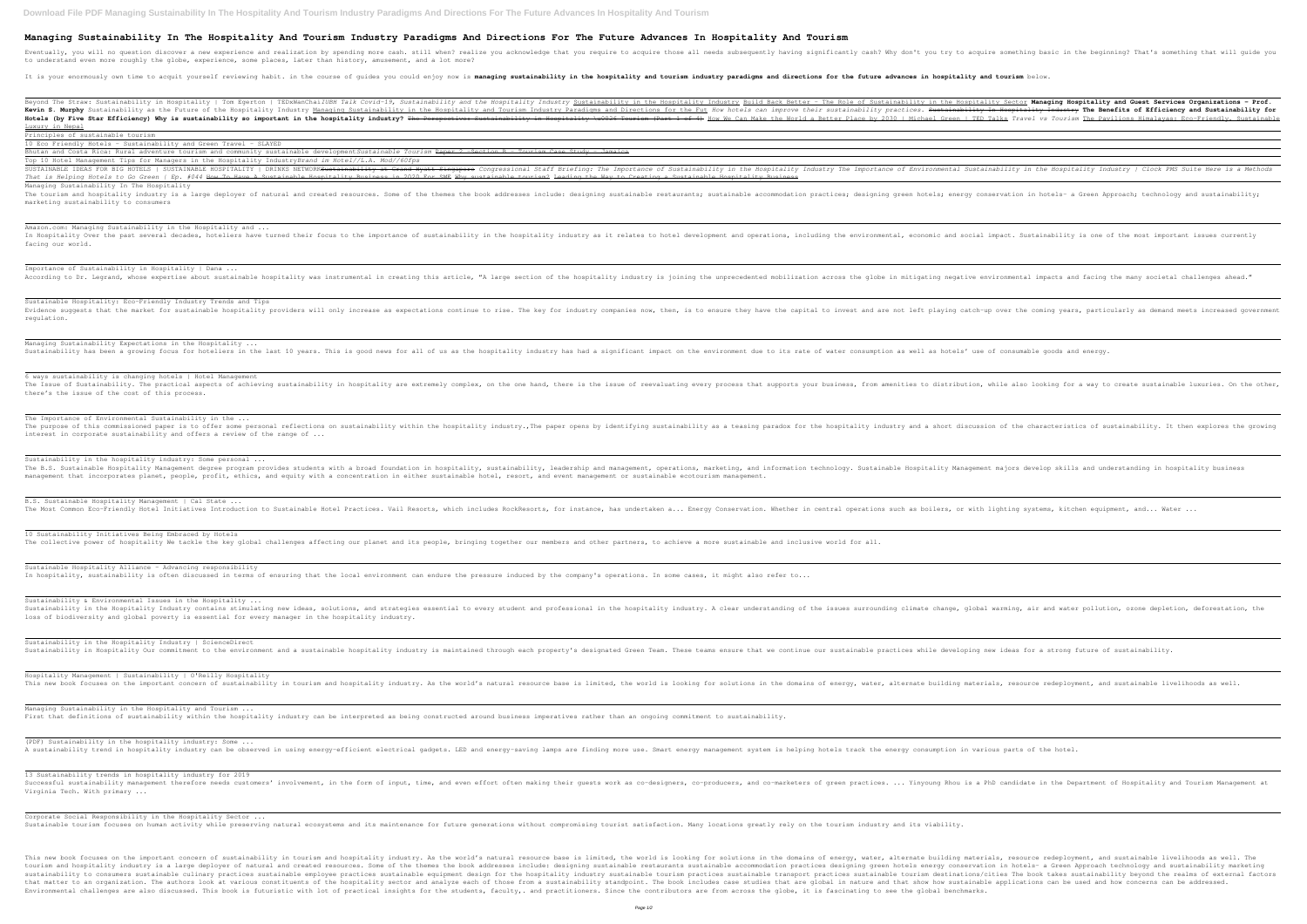# Managing Sustainability In The Hospitality And Tourism Industry Paradigms And Directions For The Future Advances In Hospitality And Tourism

Eventually, you will no question discover a new experience and realization by spending more cash. still when? realize you acknowledge that you require to acquire those all needs subsequently having significantly cash? Why don't you try to acquire something basic in the beginning? That's something that will guide you to understand even more roughly the globe, experience, some places, later than history, amusement, and a lot more?

It is your enormously own time to acquit yourself reviewing habit. in the course of guides you could enjoy now is **managing sustainability in the hospitality and tourism industry paradigms and directions for the future advances in hospitality and tourism** below.

Beyond The Straw: Sustainability in Hospitality | Tom Egerton | TEDxWanChai*ZUBH Talk Covid-19, Sustainability and the Hospitality Industry* Sustainability in the Hospitality Industry Build Back Better - The Role of Sustainability in the Hospitality Sector **Managing Hospitality and Guest Services Organizations - Prof. Kevin S. Murphy** Sustainability as the Future of the Hospitality Industry Managing Sustainability in the Hospitality and Tourism Industry Paradigms and Directions for the Fut *How hotels can improve their sustainability practices.* ~~Sustainability in Hospitality Industry~~ **The Benefits of Efficiency and Sustainability for Hotels (by Five Star Efficiency) Why is sustainability so important in the hospitality industry?** ~~The Perspective: Sustainability in Hospitality \u0026 Tourism (Part 1 of 4)~~ How We Can Make the World a Better Place by 2030 | Michael Green | TED Talks *Travel vs Tourism* The Pavilions Himalayas: Eco-Friendly, Sustainable Luxury in Nepal

Principles of sustainable tourism

10 Eco Friendly Hotels - Sustainability and Green Travel - SLAYED

Bhutan and Costa Rica: Rural adventure tourism and community sustainable development*Sustainable Tourism* ~~Paper 2 -Section B - Tourism Case Study - Jamaica~~

Top 10 Hotel Management Tips for Managers in the Hospitality Industry*Brand in Hotel//L.A. Mod//60fps*

SUSTAINABLE IDEAS FOR BIG HOTELS | SUSTAINABLE HOSPITALITY | DRINKS NETWORK~~Sustainability at Grand Hyatt Singapore~~ *Congressional Staff Briefing: The Importance of Sustainability in the Hospitality Industry The Importance of Environmental Sustainability in the Hospitality Industry | Clock PMS Suite Here is a Methods That is Helping Hotels to Go Green | Ep. #044* How To Have A Sustainable Hospitality Business in 2020 For SME Why sustainable tourism? Leading the Way to Creating a Sustainable Hospitality Business

Managing Sustainability In The Hospitality

The tourism and hospitality industry is a large deployer of natural and created resources. Some of the themes the book addresses include: designing sustainable restaurants; sustainable accommodation practices; designing green hotels; energy conservation in hotels- a Green Approach; technology and sustainability; marketing sustainability to consumers

Amazon.com: Managing Sustainability in the Hospitality and ...

In Hospitality Over the past several decades, hoteliers have turned their focus to the importance of sustainability in the hospitality industry as it relates to hotel development and operations, including the environmental, economic and social impact. Sustainability is one of the most important issues currently facing our world.

Importance of Sustainability in Hospitality | Dana ...

According to Dr. Legrand, whose expertise about sustainable hospitality was instrumental in creating this article, "A large section of the hospitality industry is joining the unprecedented mobilization across the globe in mitigating negative environmental impacts and facing the many societal challenges ahead."

Sustainable Hospitality: Eco-Friendly Industry Trends and Tips

Evidence suggests that the market for sustainable hospitality providers will only increase as expectations continue to rise. The key for industry companies now, then, is to ensure they have the capital to invest and are not left playing catch-up over the coming years, particularly as demand meets increased government regulation.

Managing Sustainability Expectations in the Hospitality ...

Sustainability has been a growing focus for hoteliers in the last 10 years. This is good news for all of us as the hospitality industry has had a significant impact on the environment due to its rate of water consumption as well as hotels' use of consumable goods and energy.

6 ways sustainability is changing hotels | Hotel Management

The Issue of Sustainability. The practical aspects of achieving sustainability in hospitality are extremely complex, on the one hand, there is the issue of reevaluating every process that supports your business, from amenities to distribution, while also looking for a way to create sustainable luxuries. On the other, there's the issue of the cost of this process.

The Importance of Environmental Sustainability in the ...

The purpose of this commissioned paper is to offer some personal reflections on sustainability within the hospitality industry.,The paper opens by identifying sustainability as a teasing paradox for the hospitality industry and a short discussion of the characteristics of sustainability. It then explores the growing interest in corporate sustainability and offers a review of the range of ...

Sustainability in the hospitality industry: Some personal ...

The B.S. Sustainable Hospitality Management degree program provides students with a broad foundation in hospitality, sustainability, leadership and management, operations, marketing, and information technology. Sustainable Hospitality Management majors develop skills and understanding in hospitality business management that incorporates planet, people, profit, ethics, and equity with a concentration in either sustainable hotel, resort, and event management or sustainable ecotourism management.

B.S. Sustainable Hospitality Management | Cal State ...

The Most Common Eco-Friendly Hotel Initiatives Introduction to Sustainable Hotel Practices. Vail Resorts, which includes RockResorts, for instance, has undertaken a... Energy Conservation. Whether in central operations such as boilers, or with lighting systems, kitchen equipment, and... Water ...

10 Sustainability Initiatives Being Embraced by Hotels

The collective power of hospitality We tackle the key global challenges affecting our planet and its people, bringing together our members and other partners, to achieve a more sustainable and inclusive world for all.

Sustainable Hospitality Alliance - Advancing responsibility

In hospitality, sustainability is often discussed in terms of ensuring that the local environment can endure the pressure induced by the company's operations. In some cases, it might also refer to...

Sustainability & Environmental Issues in the Hospitality ...

Sustainability in the Hospitality Industry contains stimulating new ideas, solutions, and strategies essential to every student and professional in the hospitality industry. A clear understanding of the issues surrounding climate change, global warming, air and water pollution, ozone depletion, deforestation, the loss of biodiversity and global poverty is essential for every manager in the hospitality industry.

Sustainability in the Hospitality Industry | ScienceDirect

Sustainability in Hospitality Our commitment to the environment and a sustainable hospitality industry is maintained through each property's designated Green Team. These teams ensure that we continue our sustainable practices while developing new ideas for a strong future of sustainability.

Hospitality Management | Sustainability | O'Reilly Hospitality

This new book focuses on the important concern of sustainability in tourism and hospitality industry. As the world's natural resource base is limited, the world is looking for solutions in the domains of energy, water, alternate building materials, resource redeployment, and sustainable livelihoods as well.

Managing Sustainability in the Hospitality and Tourism ...

First that definitions of sustainability within the hospitality industry can be interpreted as being constructed around business imperatives rather than an ongoing commitment to sustainability.

(PDF) Sustainability in the hospitality industry: Some ...

A sustainability trend in hospitality industry can be observed in using energy-efficient electrical gadgets. LED and energy-saving lamps are finding more use. Smart energy management system is helping hotels track the energy consumption in various parts of the hotel.

13 Sustainability trends in hospitality industry for 2019

Successful sustainability management therefore needs customers' involvement, in the form of input, time, and even effort often making their guests work as co-designers, co-producers, and co-marketers of green practices. ... Yinyoung Zhou is a PhD candidate in the Department of Hospitality and Tourism Management at Virginia Tech. With primary ...

Corporate Social Responsibility in the Hospitality Sector ...

Sustainable tourism focuses on human activity while preserving natural ecosystems and its maintenance for future generations without compromising tourist satisfaction. Many locations greatly rely on the tourism industry and its viability.

This new book focuses on the important concern of sustainability in tourism and hospitality industry. As the world's natural resource base is limited, the world is looking for solutions in the domains of energy, water, alternate building materials, resource redeployment, and sustainable livelihoods as well. The tourism and hospitality industry is a large deployer of natural and created resources. Some of the themes the book addresses include: designing sustainable restaurants sustainable accommodation practices designing green hotels energy conservation in hotels- a Green Approach technology and sustainability marketing sustainability to consumers sustainable culinary practices sustainable employee practices sustainable equipment design for the hospitality industry sustainable tourism practices sustainable transport practices sustainable tourism destinations/cities The book takes sustainability beyond the realms of external factors that matter to an organization. The authors look at various constituents of the hospitality sector and analyze each of those from a sustainability standpoint. The book includes case studies that are global in nature and that show how sustainable applications can be used and how concerns can be addressed. Environmental challenges are also discussed. This book is futuristic with lot of practical insights for the students, faculty,. and practitioners. Since the contributors are from across the globe, it is fascinating to see the global benchmarks.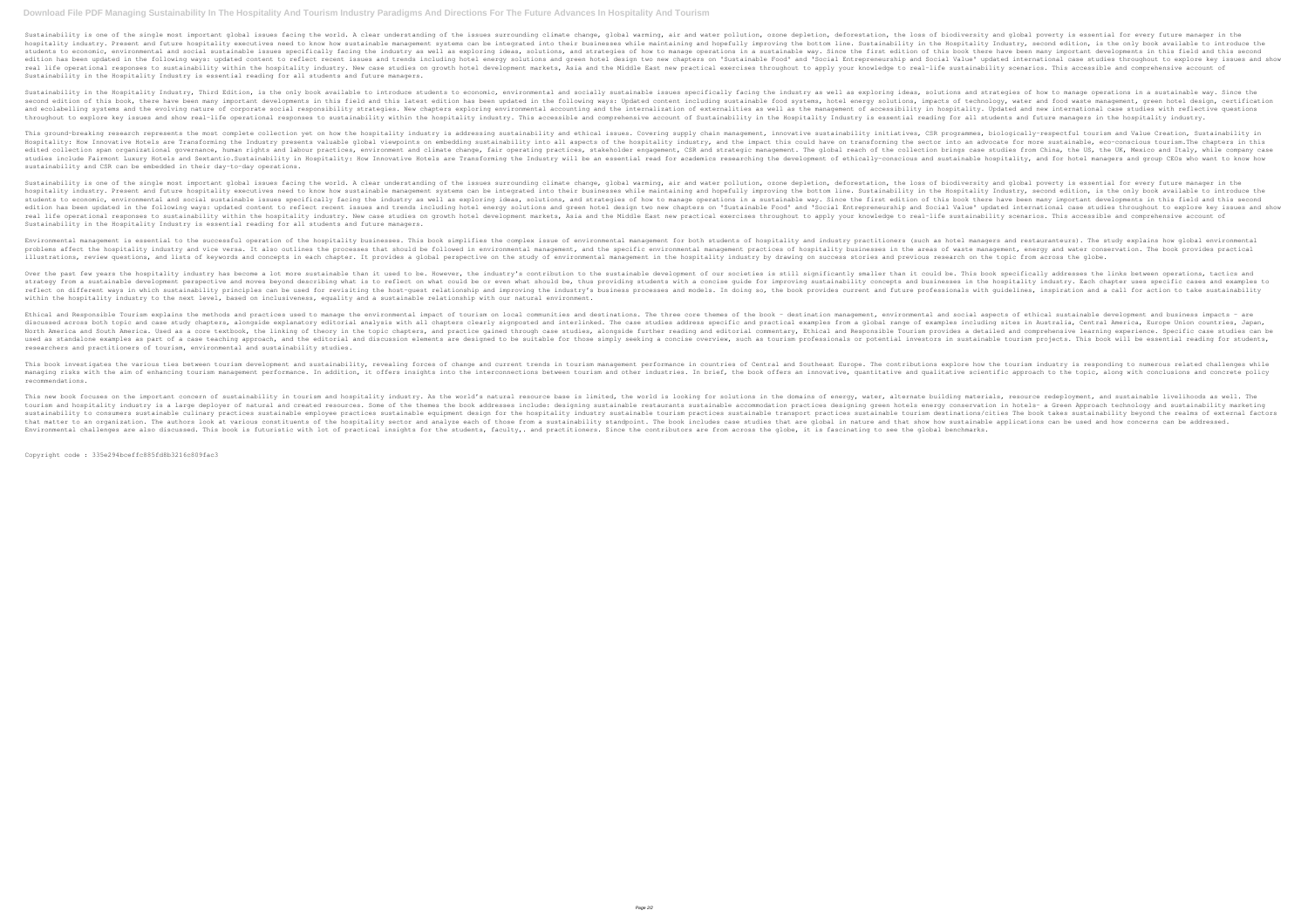Sustainability is one of the single most important global issues facing the world. A clear understanding of the issues surrounding climate change, global warming, air and water pollution, ozone depletion, deforestation, the loss of biodiversity and global poverty is essential for every future manager in the hospitality industry. Present and future hospitality executives need to know how sustainable management systems can be integrated into their businesses while maintaining and hopefully improving the bottom line. Sustainability in the Hospitality Industry, second edition, is the only book available to introduce the students to economic, environmental and social sustainable issues specifically facing the industry as well as exploring ideas, solutions, and strategies of how to manage operations in a sustainable way. Since the first edition of this book there have been many important developments in this field and this second edition has been updated in the following ways: updated content to reflect recent issues and trends including hotel energy solutions and green hotel design two new chapters on 'Sustainable Food' and 'Social Entrepreneurship and Social Value' updated international case studies throughout to explore key issues and show real life operational responses to sustainability within the hospitality industry. New case studies on growth hotel development markets, Asia and the Middle East new practical exercises throughout to apply your knowledge to real-life sustainability scenarios. This accessible and comprehensive account of Sustainability in the Hospitality Industry is essential reading for all students and future managers.

Sustainability in the Hospitality Industry, Third Edition, is the only book available to introduce students to economic, environmental and socially sustainable issues specifically facing the industry as well as exploring ideas, solutions and strategies of how to manage operations in a sustainable way. Since the second edition of this book, there have been many important developments in this field and this latest edition has been updated in the following ways: Updated content including sustainable food systems, hotel energy solutions, impacts of technology, water and food waste management, green hotel design, certification and ecolabelling systems and the evolving nature of corporate social responsibility strategies. New chapters exploring environmental accounting and the internalization of externalities as well as the management of accessibility in hospitality. Updated and new international case studies with reflective questions throughout to explore key issues and show real-life operational responses to sustainability within the hospitality industry. This accessible and comprehensive account of Sustainability in the Hospitality Industry is essential reading for all students and future managers in the hospitality industry.

This ground-breaking research represents the most complete collection yet on how the hospitality industry is addressing sustainability and ethical issues. Covering supply chain management, innovative sustainability initiatives, CSR programmes, biologically-respectful tourism and Value Creation, Sustainability in Hospitality: How Innovative Hotels are Transforming the Industry presents valuable global viewpoints on embedding sustainability into all aspects of the hospitality industry, and the impact this could have on transforming the sector into an advocate for more sustainable, eco-conscious tourism.The chapters in this edited collection span organizational governance, human rights and labour practices, environment and climate change, fair operating practices, stakeholder engagement, CSR and strategic management. The global reach of the collection brings case studies from China, the US, the UK, Mexico and Italy, while company case studies include Fairmont Luxury Hotels and Sextantio.Sustainability in Hospitality: How Innovative Hotels are Transforming the Industry will be an essential read for academics researching the development of ethically-conscious and sustainable hospitality, and for hotel managers and group CEOs who want to know how sustainability and CSR can be embedded in their day-to-day operations.

Sustainability is one of the single most important global issues facing the world. A clear understanding of the issues surrounding climate change, global warming, air and water pollution, ozone depletion, deforestation, the loss of biodiversity and global poverty is essential for every future manager in the hospitality industry. Present and future hospitality executives need to know how sustainable management systems can be integrated into their businesses while maintaining and hopefully improving the bottom line. Sustainability in the Hospitality Industry, second edition, is the only book available to introduce the students to economic, environmental and social sustainable issues specifically facing the industry as well as exploring ideas, solutions, and strategies of how to manage operations in a sustainable way. Since the first edition of this book there have been many important developments in this field and this second edition has been updated in the following ways: updated content to reflect recent issues and trends including hotel energy solutions and green hotel design two new chapters on 'Sustainable Food' and 'Social Entrepreneurship and Social Value' updated international case studies throughout to explore key issues and show real life operational responses to sustainability within the hospitality industry. New case studies on growth hotel development markets, Asia and the Middle East new practical exercises throughout to apply your knowledge to real-life sustainability scenarios. This accessible and comprehensive account of Sustainability in the Hospitality Industry is essential reading for all students and future managers.

Environmental management is essential to the successful operation of the hospitality businesses. This book simplifies the complex issue of environmental management for both students of hospitality and industry practitioners (such as hotel managers and restauranteurs). The study explains how global environmental problems affect the hospitality industry and vice versa. It also outlines the processes that should be followed in environmental management, and the specific environmental management practices of hospitality businesses in the areas of waste management, energy and water conservation. The book provides practical illustrations, review questions, and lists of keywords and concepts in each chapter. It provides a global perspective on the study of environmental management in the hospitality industry by drawing on success stories and previous research on the topic from across the globe.

Over the past few years the hospitality industry has become a lot more sustainable than it used to be. However, the industry's contribution to the sustainable development of our societies is still significantly smaller than it could be. This book specifically addresses the links between operations, tactics and strategy from a sustainable development perspective and moves beyond describing what is to reflect on what could be or even what should be, thus providing students with a concise guide for improving sustainability concepts and businesses in the hospitality industry. Each chapter uses specific cases and examples to reflect on different ways in which sustainability principles can be used for revisiting the host-guest relationship and improving the industry's business processes and models. In doing so, the book provides current and future professionals with guidelines, inspiration and a call for action to take sustainability within the hospitality industry to the next level, based on inclusiveness, equality and a sustainable relationship with our natural environment.

Ethical and Responsible Tourism explains the methods and practices used to manage the environmental impact of tourism on local communities and destinations. The three core themes of the book - destination management, environmental and social aspects of ethical sustainable development and business impacts - are discussed across both topic and case study chapters, alongside explanatory editorial analysis with all chapters clearly signposted and interlinked. The case studies address specific and practical examples from a global range of examples including sites in Australia, Central America, Europe Union countries, Japan, North America and South America. Used as a core textbook, the linking of theory in the topic chapters, and practice gained through case studies, alongside further reading and editorial commentary, Ethical and Responsible Tourism provides a detailed and comprehensive learning experience. Specific case studies can be used as standalone examples as part of a case teaching approach, and the editorial and discussion elements are designed to be suitable for those simply seeking a concise overview, such as tourism professionals or potential investors in sustainable tourism projects. This book will be essential reading for students, researchers and practitioners of tourism, environmental and sustainability studies.

This book investigates the various ties between tourism development and sustainability, revealing forces of change and current trends in tourism management performance in countries of Central and Southeast Europe. The contributions explore how the tourism industry is responding to numerous related challenges while managing risks with the aim of enhancing tourism management performance. In addition, it offers insights into the interconnections between tourism and other industries. In brief, the book offers an innovative, quantitative and qualitative scientific approach to the topic, along with conclusions and concrete policy recommendations.

This new book focuses on the important concern of sustainability in tourism and hospitality industry. As the world's natural resource base is limited, the world is looking for solutions in the domains of energy, water, alternate building materials, resource redeployment, and sustainable livelihoods as well. The tourism and hospitality industry is a large deployer of natural and created resources. Some of the themes the book addresses include: designing sustainable restaurants sustainable accommodation practices designing green hotels energy conservation in hotels- a Green Approach technology and sustainability marketing sustainability to consumers sustainable culinary practices sustainable employee practices sustainable equipment design for the hospitality industry sustainable tourism practices sustainable transport practices sustainable tourism destinations/cities The book takes sustainability beyond the realms of external factors that matter to an organization. The authors look at various constituents of the hospitality sector and analyze each of those from a sustainability standpoint. The book includes case studies that are global in nature and that show how sustainable applications can be used and how concerns can be addressed. Environmental challenges are also discussed. This book is futuristic with lot of practical insights for the students, faculty,. and practitioners. Since the contributors are from across the globe, it is fascinating to see the global benchmarks.

Copyright code : 335e294boeffc885fd8b3216c809fac3